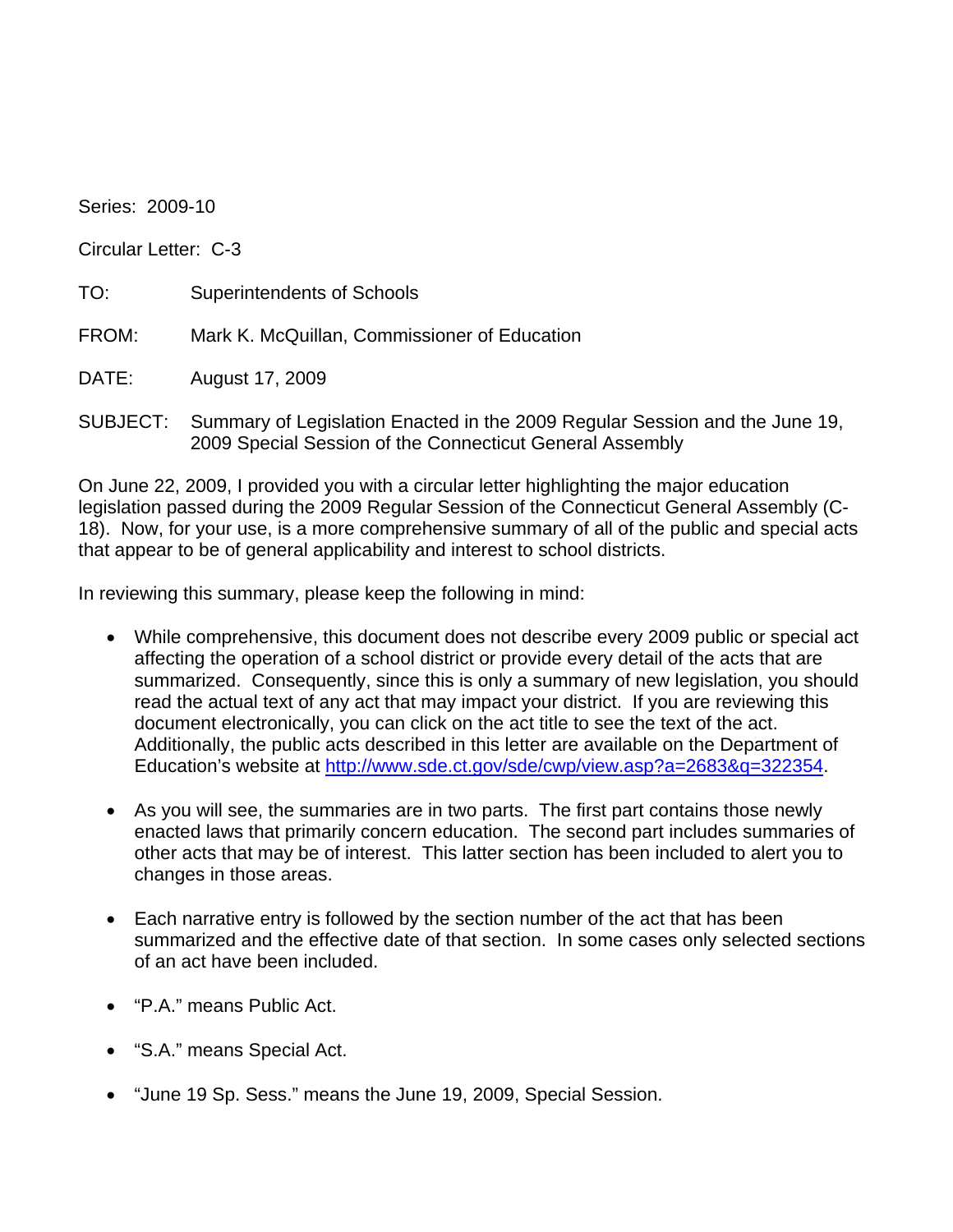Series: 2009-10

Circular Letter: C-3

TO: Superintendents of Schools

FROM: Mark K. McQuillan, Commissioner of Education

DATE: August 17, 2009

SUBJECT: Summary of Legislation Enacted in the 2009 Regular Session and the June 19, 2009 Special Session of the Connecticut General Assembly

On June 22, 2009, I provided you with a circular letter highlighting the major education legislation passed during the 2009 Regular Session of the Connecticut General Assembly (C-18). Now, for your use, is a more comprehensive summary of all of the public and special acts that appear to be of general applicability and interest to school districts.

In reviewing this summary, please keep the following in mind:

- While comprehensive, this document does not describe every 2009 public or special act affecting the operation of a school district or provide every detail of the acts that are summarized. Consequently, since this is only a summary of new legislation, you should read the actual text of any act that may impact your district. If you are reviewing this document electronically, you can click on the act title to see the text of the act. Additionally, the public acts described in this letter are available on the Department of Education's website at [http://www.sde.ct.gov/sde/cwp/view.asp?a=2683&q=322354](http://www.sde.ct.gov/sde/cwp/view.asp?a=2683&q=322354).

- As you will see, the summaries are in two parts. The first part contains those newly enacted laws that primarily concern education. The second part includes summaries of other acts that may be of interest. This latter section has been included to alert you to changes in those areas.

- Each narrative entry is followed by the section number of the act that has been summarized and the effective date of that section. In some cases only selected sections of an act have been included.

- "P.A." means Public Act.

- "S.A." means Special Act.

- "June 19 Sp. Sess." means the June 19, 2009, Special Session.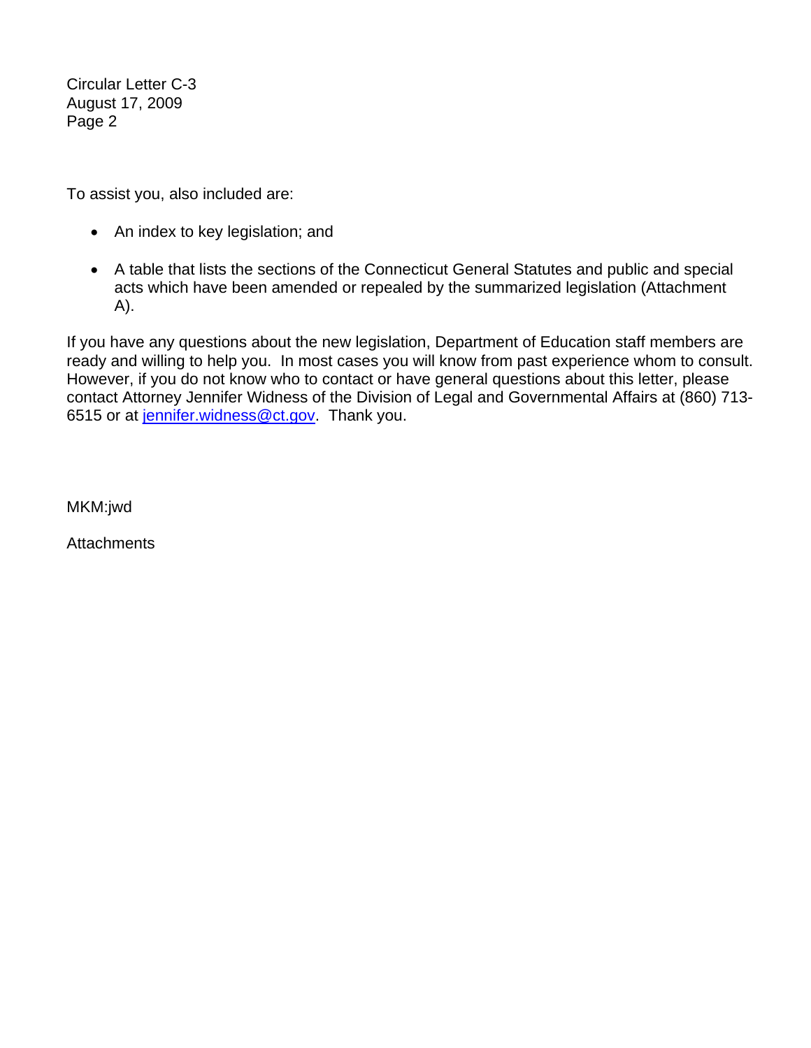To assist you, also included are:

- An index to key legislation; and
- A table that lists the sections of the Connecticut General Statutes and public and special acts which have been amended or repealed by the summarized legislation (Attachment A).

If you have any questions about the new legislation, Department of Education staff members are ready and willing to help you. In most cases you will know from past experience whom to consult. However, if you do not know who to contact or have general questions about this letter, please contact Attorney Jennifer Widness of the Division of Legal and Governmental Affairs at (860) 713-6515 or at jennifer.widness@ct.gov. Thank you.

MKM:jwd

Attachments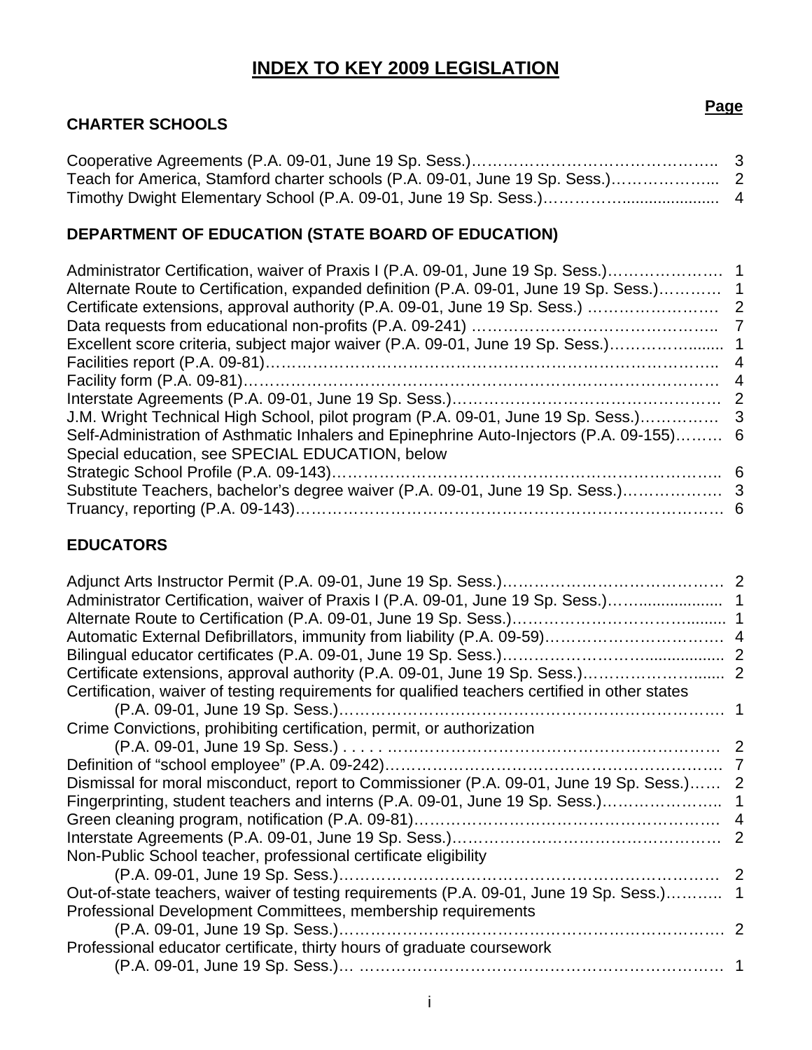# INDEX TO KEY 2009 LEGISLATION

**Page**

## CHARTER SCHOOLS

Cooperative Agreements (P.A. 09-01, June 19 Sp. Sess.)………………………………………. 3
Teach for America, Stamford charter schools (P.A. 09-01, June 19 Sp. Sess.)……………….. 2
Timothy Dwight Elementary School (P.A. 09-01, June 19 Sp. Sess.)………………................... 4

## DEPARTMENT OF EDUCATION (STATE BOARD OF EDUCATION)

Administrator Certification, waiver of Praxis I (P.A. 09-01, June 19 Sp. Sess.)…………………. 1
Alternate Route to Certification, expanded definition (P.A. 09-01, June 19 Sp. Sess.)………… 1
Certificate extensions, approval authority (P.A. 09-01, June 19 Sp. Sess.) ……………………. 2
Data requests from educational non-profits (P.A. 09-241) ……………………………………….. 7
Excellent score criteria, subject major waiver (P.A. 09-01, June 19 Sp. Sess.)………………....... 1
Facilities report (P.A. 09-81)………………………………………………………………………….. 4
Facility form (P.A. 09-81)…………………………………………………………………………… 4
Interstate Agreements (P.A. 09-01, June 19 Sp. Sess.)…………………………………………. 2
J.M. Wright Technical High School, pilot program (P.A. 09-01, June 19 Sp. Sess.)…………… 3
Self-Administration of Asthmatic Inhalers and Epinephrine Auto-Injectors (P.A. 09-155)……… 6
Special education, see SPECIAL EDUCATION, below
Strategic School Profile (P.A. 09-143)……………………………………………………………….. 6
Substitute Teachers, bachelor's degree waiver (P.A. 09-01, June 19 Sp. Sess.)……………… 3
Truancy, reporting (P.A. 09-143)…………………………………………………………………… 6

## EDUCATORS

Adjunct Arts Instructor Permit (P.A. 09-01, June 19 Sp. Sess.)…………………………………… 2
Administrator Certification, waiver of Praxis I (P.A. 09-01, June 19 Sp. Sess.)……................... 1
Alternate Route to Certification (P.A. 09-01, June 19 Sp. Sess.)……………………………......... 1
Automatic External Defibrillators, immunity from liability (P.A. 09-59)……………………………. 4
Bilingual educator certificates (P.A. 09-01, June 19 Sp. Sess.)………………………................... 2
Certificate extensions, approval authority (P.A. 09-01, June 19 Sp. Sess.)…………………....... 2
Certification, waiver of testing requirements for qualified teachers certified in other states
(P.A. 09-01, June 19 Sp. Sess.)……………………………………………………………… 1
Crime Convictions, prohibiting certification, permit, or authorization
(P.A. 09-01, June 19 Sp. Sess.) . . . . . ……………………………………………………… 2
Definition of "school employee" (P.A. 09-242)……………………………………………………… 7
Dismissal for moral misconduct, report to Commissioner (P.A. 09-01, June 19 Sp. Sess.)…… 2
Fingerprinting, student teachers and interns (P.A. 09-01, June 19 Sp. Sess.)………………….. 1
Green cleaning program, notification (P.A. 09-81)………………………………………………… 4
Interstate Agreements (P.A. 09-01, June 19 Sp. Sess.)…………………………………………. 2
Non-Public School teacher, professional certificate eligibility
(P.A. 09-01, June 19 Sp. Sess.)……………………………………………………………… 2
Out-of-state teachers, waiver of testing requirements (P.A. 09-01, June 19 Sp. Sess.)……….. 1
Professional Development Committees, membership requirements
(P.A. 09-01, June 19 Sp. Sess.)……………………………………………………………… 2
Professional educator certificate, thirty hours of graduate coursework
(P.A. 09-01, June 19 Sp. Sess.)… …………………………………………………………… 1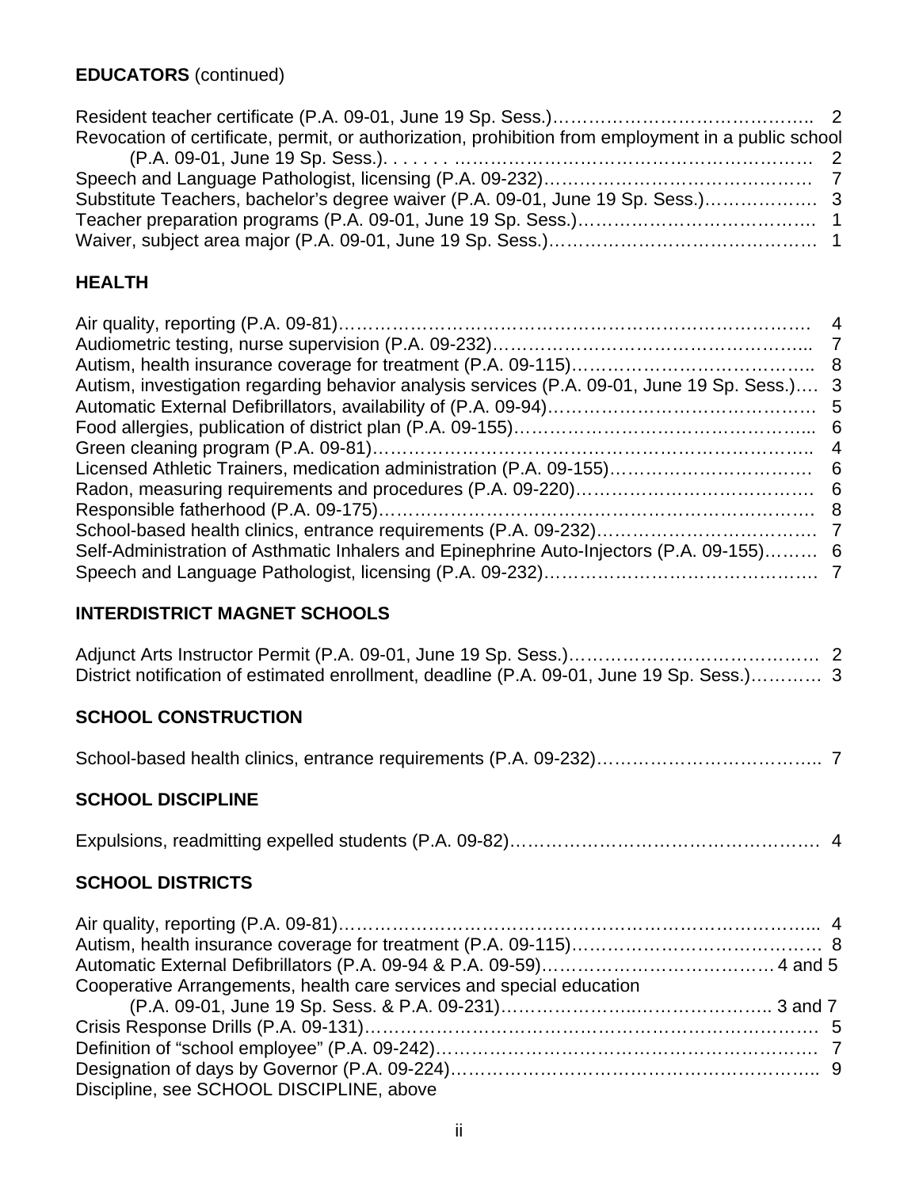**EDUCATORS** (continued)

Resident teacher certificate (P.A. 09-01, June 19 Sp. Sess.)…………………………………….. 2
Revocation of certificate, permit, or authorization, prohibition from employment in a public school (P.A. 09-01, June 19 Sp. Sess.). . . . . . . ………………………………………………… 2
Speech and Language Pathologist, licensing (P.A. 09-232)……………………………………… 7
Substitute Teachers, bachelor's degree waiver (P.A. 09-01, June 19 Sp. Sess.)………………. 3
Teacher preparation programs (P.A. 09-01, June 19 Sp. Sess.)…………………………………. 1
Waiver, subject area major (P.A. 09-01, June 19 Sp. Sess.)……………………………………. 1

## HEALTH

Air quality, reporting (P.A. 09-81)……………………………………………………………………… 4
Audiometric testing, nurse supervision (P.A. 09-232)…………………………………………….. 7
Autism, health insurance coverage for treatment (P.A. 09-115)…………………………………. 8
Autism, investigation regarding behavior analysis services (P.A. 09-01, June 19 Sp. Sess.)…. 3
Automatic External Defibrillators, availability of (P.A. 09-94)……………………………………. 5
Food allergies, publication of district plan (P.A. 09-155)…………………………………………... 6
Green cleaning program (P.A. 09-81)……………………………………………………………….. 4
Licensed Athletic Trainers, medication administration (P.A. 09-155)…………………………… 6
Radon, measuring requirements and procedures (P.A. 09-220)………………………………… 6
Responsible fatherhood (P.A. 09-175)……………………………………………………………… 8
School-based health clinics, entrance requirements (P.A. 09-232)………………………………. 7
Self-Administration of Asthmatic Inhalers and Epinephrine Auto-Injectors (P.A. 09-155)……… 6
Speech and Language Pathologist, licensing (P.A. 09-232)……………………………………. 7

## INTERDISTRICT MAGNET SCHOOLS

Adjunct Arts Instructor Permit (P.A. 09-01, June 19 Sp. Sess.)…………………………………. 2
District notification of estimated enrollment, deadline (P.A. 09-01, June 19 Sp. Sess.)………… 3

## SCHOOL CONSTRUCTION

School-based health clinics, entrance requirements (P.A. 09-232)……………………………….. 7

## SCHOOL DISCIPLINE

Expulsions, readmitting expelled students (P.A. 09-82)…………………………………………… 4

## SCHOOL DISTRICTS

Air quality, reporting (P.A. 09-81)……………………………………………………………………... 4
Autism, health insurance coverage for treatment (P.A. 09-115)…………………………………… 8
Automatic External Defibrillators (P.A. 09-94 & P.A. 09-59)………………………………… 4 and 5
Cooperative Arrangements, health care services and special education (P.A. 09-01, June 19 Sp. Sess. & P.A. 09-231)…………………..……………….. 3 and 7
Crisis Response Drills (P.A. 09-131)………………………………………………………………… 5
Definition of "school employee" (P.A. 09-242)………………………………………………………. 7
Designation of days by Governor (P.A. 09-224)……………………………………………………. 9
Discipline, see SCHOOL DISCIPLINE, above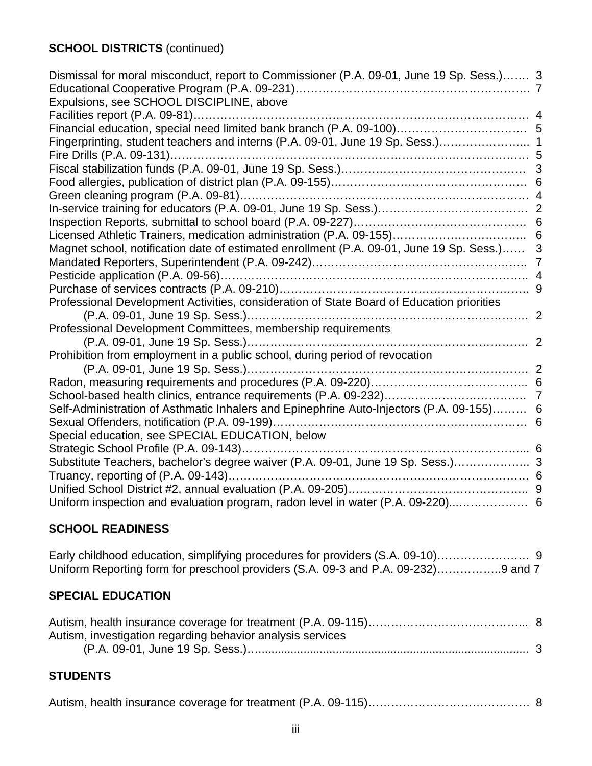**SCHOOL DISTRICTS** (continued)

Dismissal for moral misconduct, report to Commissioner (P.A. 09-01, June 19 Sp. Sess.)……. 3
Educational Cooperative Program (P.A. 09-231)……………………………………………………. 7
Expulsions, see SCHOOL DISCIPLINE, above
Facilities report (P.A. 09-81)……………………………………………………………………………… 4
Financial education, special need limited bank branch (P.A. 09-100)……………………………. 5
Fingerprinting, student teachers and interns (P.A. 09-01, June 19 Sp. Sess.)…………………... 1
Fire Drills (P.A. 09-131)……………………………………………………………………………………… 5
Fiscal stabilization funds (P.A. 09-01, June 19 Sp. Sess.)……………………………………………. 3
Food allergies, publication of district plan (P.A. 09-155)…………………………………………… 6
Green cleaning program (P.A. 09-81)……………………………………………………………………… 4
In-service training for educators (P.A. 09-01, June 19 Sp. Sess.)……………………………………. 2
Inspection Reports, submittal to school board (P.A. 09-227)…………………………………………. 6
Licensed Athletic Trainers, medication administration (P.A. 09-155)……………………………... 6
Magnet school, notification date of estimated enrollment (P.A. 09-01, June 19 Sp. Sess.)…… 3
Mandated Reporters, Superintendent (P.A. 09-242)…………………………………………………... 7
Pesticide application (P.A. 09-56)…………………………………………………………………………... 4
Purchase of services contracts (P.A. 09-210)……………………………………………………………... 9
Professional Development Activities, consideration of State Board of Education priorities
(P.A. 09-01, June 19 Sp. Sess.)……………………………………………………………………… 2
Professional Development Committees, membership requirements
(P.A. 09-01, June 19 Sp. Sess.)……………………………………………………………………… 2
Prohibition from employment in a public school, during period of revocation
(P.A. 09-01, June 19 Sp. Sess.)……………………………………………………………………… 2
Radon, measuring requirements and procedures (P.A. 09-220)…………………………………….. 6
School-based health clinics, entrance requirements (P.A. 09-232)……………………………………. 7
Self-Administration of Asthmatic Inhalers and Epinephrine Auto-Injectors (P.A. 09-155)……… 6
Sexual Offenders, notification (P.A. 09-199)……………………………………………………………… 6
Special education, see SPECIAL EDUCATION, below
Strategic School Profile (P.A. 09-143)………………………………………………………………….... 6
Substitute Teachers, bachelor's degree waiver (P.A. 09-01, June 19 Sp. Sess.)………………... 3
Truancy, reporting of (P.A. 09-143)…………………………………………………………………………… 6
Unified School District #2, annual evaluation (P.A. 09-205)……………………………………….. 9
Uniform inspection and evaluation program, radon level in water (P.A. 09-220)...……………… 6

**SCHOOL READINESS**

Early childhood education, simplifying procedures for providers (S.A. 09-10)……………………. 9
Uniform Reporting form for preschool providers (S.A. 09-3 and P.A. 09-232)……………..9 and 7

**SPECIAL EDUCATION**

Autism, health insurance coverage for treatment (P.A. 09-115)…………………………………... 8
Autism, investigation regarding behavior analysis services
(P.A. 09-01, June 19 Sp. Sess.)……………………………………………………………………... 3

**STUDENTS**

Autism, health insurance coverage for treatment (P.A. 09-115)……………………………………… 8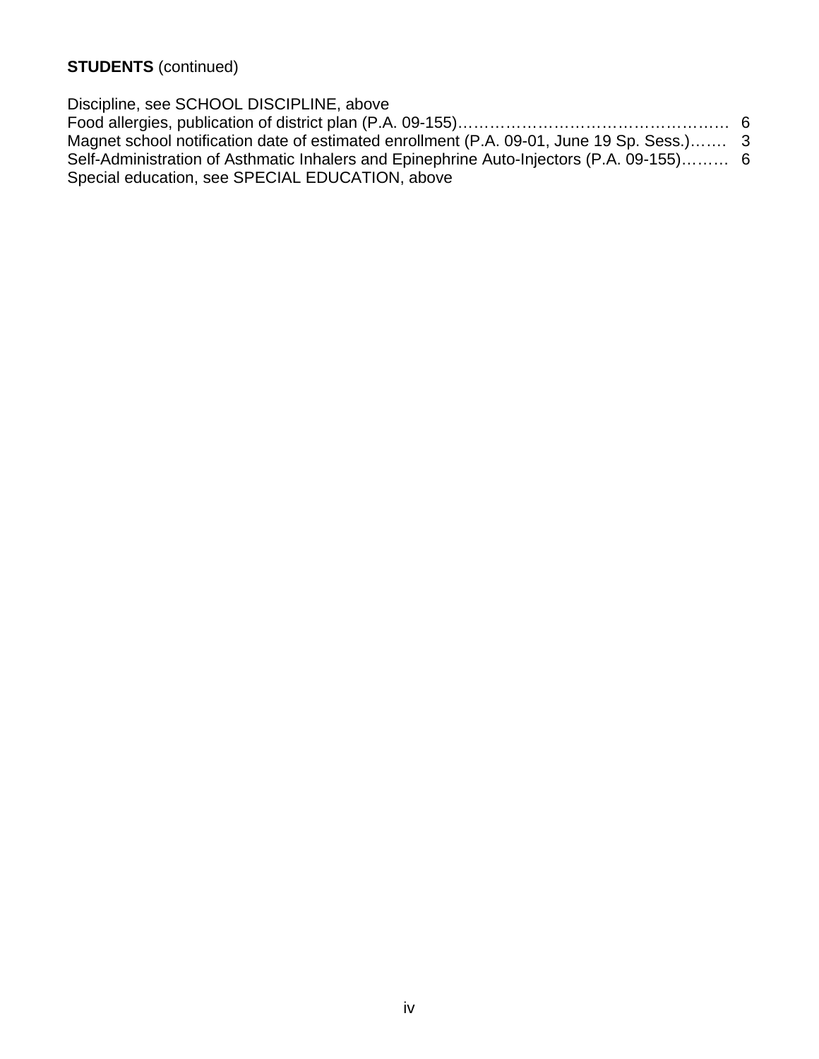**STUDENTS** (continued)

Discipline, see SCHOOL DISCIPLINE, above
Food allergies, publication of district plan (P.A. 09-155)……………………………………………. 6
Magnet school notification date of estimated enrollment (P.A. 09-01, June 19 Sp. Sess.)……. 3
Self-Administration of Asthmatic Inhalers and Epinephrine Auto-Injectors (P.A. 09-155)……… 6
Special education, see SPECIAL EDUCATION, above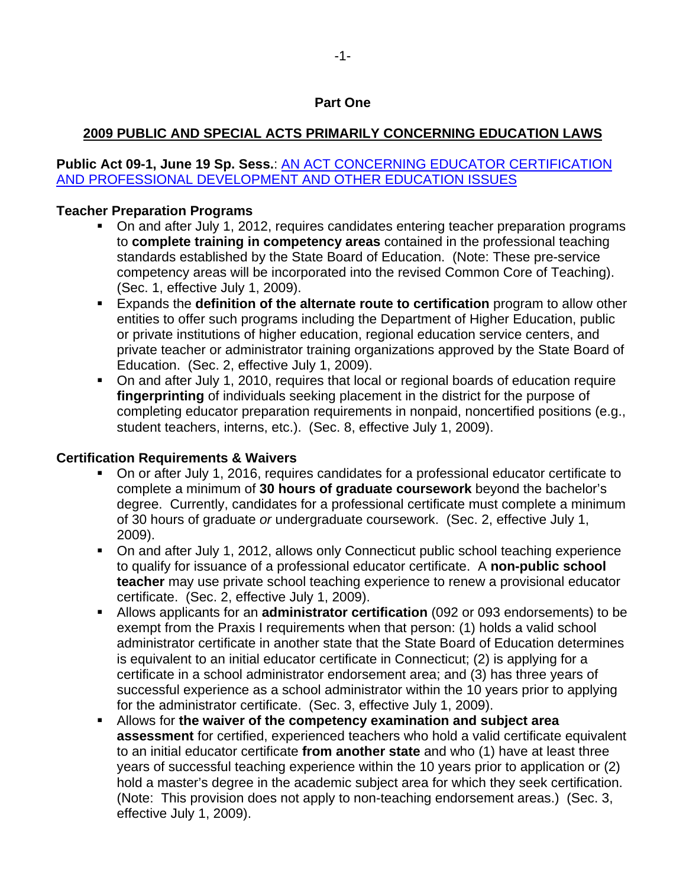# Part One

## 2009 PUBLIC AND SPECIAL ACTS PRIMARILY CONCERNING EDUCATION LAWS

**Public Act 09-1, June 19 Sp. Sess.**: AN ACT CONCERNING EDUCATOR CERTIFICATION AND PROFESSIONAL DEVELOPMENT AND OTHER EDUCATION ISSUES

### Teacher Preparation Programs

- On and after July 1, 2012, requires candidates entering teacher preparation programs to **complete training in competency areas** contained in the professional teaching standards established by the State Board of Education. (Note: These pre-service competency areas will be incorporated into the revised Common Core of Teaching). (Sec. 1, effective July 1, 2009).
- Expands the **definition of the alternate route to certification** program to allow other entities to offer such programs including the Department of Higher Education, public or private institutions of higher education, regional education service centers, and private teacher or administrator training organizations approved by the State Board of Education. (Sec. 2, effective July 1, 2009).
- On and after July 1, 2010, requires that local or regional boards of education require **fingerprinting** of individuals seeking placement in the district for the purpose of completing educator preparation requirements in nonpaid, noncertified positions (e.g., student teachers, interns, etc.). (Sec. 8, effective July 1, 2009).

### Certification Requirements & Waivers

- On or after July 1, 2016, requires candidates for a professional educator certificate to complete a minimum of **30 hours of graduate coursework** beyond the bachelor's degree. Currently, candidates for a professional certificate must complete a minimum of 30 hours of graduate *or* undergraduate coursework. (Sec. 2, effective July 1, 2009).
- On and after July 1, 2012, allows only Connecticut public school teaching experience to qualify for issuance of a professional educator certificate. A **non-public school teacher** may use private school teaching experience to renew a provisional educator certificate. (Sec. 2, effective July 1, 2009).
- Allows applicants for an **administrator certification** (092 or 093 endorsements) to be exempt from the Praxis I requirements when that person: (1) holds a valid school administrator certificate in another state that the State Board of Education determines is equivalent to an initial educator certificate in Connecticut; (2) is applying for a certificate in a school administrator endorsement area; and (3) has three years of successful experience as a school administrator within the 10 years prior to applying for the administrator certificate. (Sec. 3, effective July 1, 2009).
- Allows for **the waiver of the competency examination and subject area assessment** for certified, experienced teachers who hold a valid certificate equivalent to an initial educator certificate **from another state** and who (1) have at least three years of successful teaching experience within the 10 years prior to application or (2) hold a master's degree in the academic subject area for which they seek certification. (Note: This provision does not apply to non-teaching endorsement areas.) (Sec. 3, effective July 1, 2009).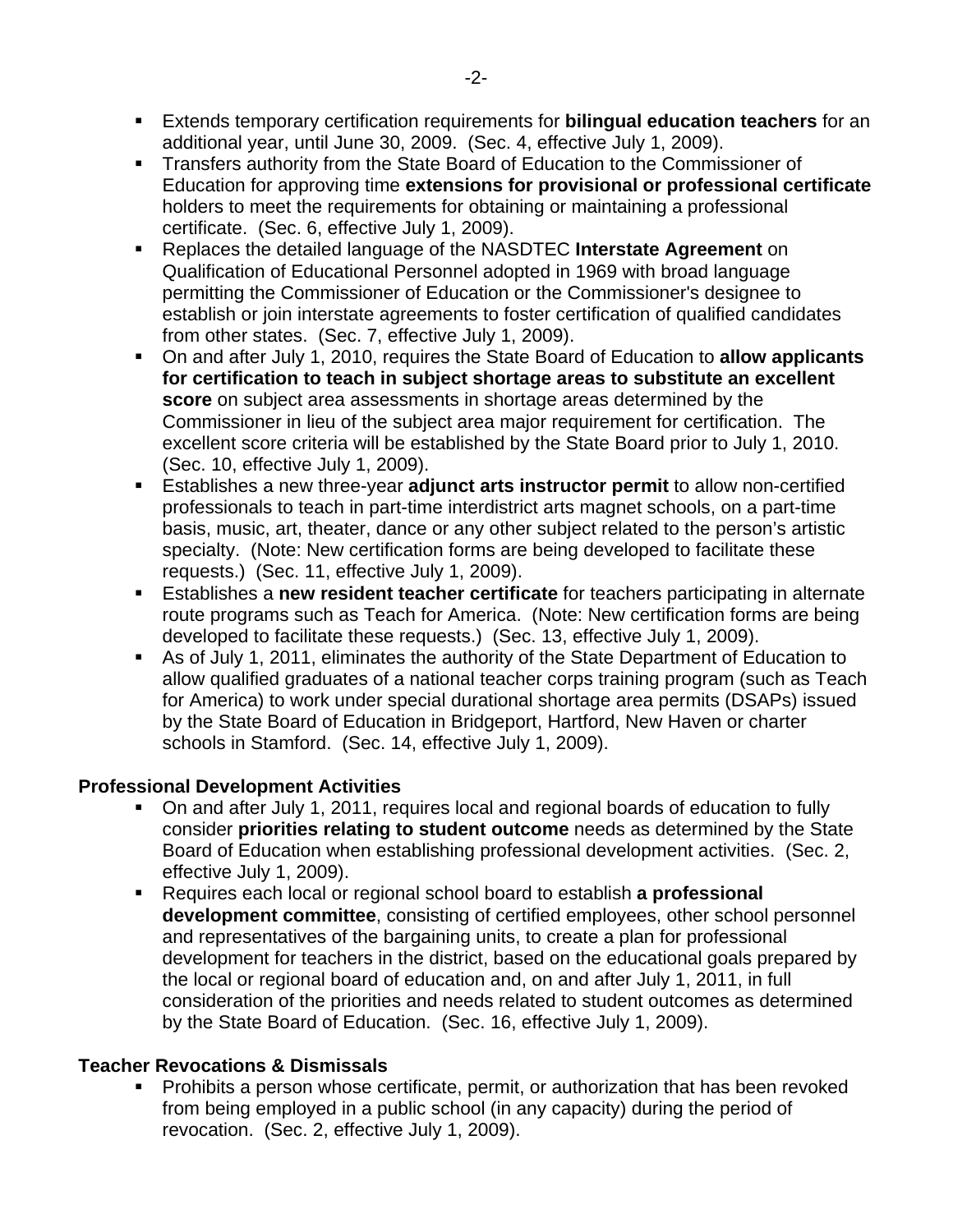- Extends temporary certification requirements for **bilingual education teachers** for an additional year, until June 30, 2009. (Sec. 4, effective July 1, 2009).
- Transfers authority from the State Board of Education to the Commissioner of Education for approving time **extensions for provisional or professional certificate** holders to meet the requirements for obtaining or maintaining a professional certificate. (Sec. 6, effective July 1, 2009).
- Replaces the detailed language of the NASDTEC **Interstate Agreement** on Qualification of Educational Personnel adopted in 1969 with broad language permitting the Commissioner of Education or the Commissioner's designee to establish or join interstate agreements to foster certification of qualified candidates from other states. (Sec. 7, effective July 1, 2009).
- On and after July 1, 2010, requires the State Board of Education to **allow applicants for certification to teach in subject shortage areas to substitute an excellent score** on subject area assessments in shortage areas determined by the Commissioner in lieu of the subject area major requirement for certification. The excellent score criteria will be established by the State Board prior to July 1, 2010. (Sec. 10, effective July 1, 2009).
- Establishes a new three-year **adjunct arts instructor permit** to allow non-certified professionals to teach in part-time interdistrict arts magnet schools, on a part-time basis, music, art, theater, dance or any other subject related to the person's artistic specialty. (Note: New certification forms are being developed to facilitate these requests.) (Sec. 11, effective July 1, 2009).
- Establishes a **new resident teacher certificate** for teachers participating in alternate route programs such as Teach for America. (Note: New certification forms are being developed to facilitate these requests.) (Sec. 13, effective July 1, 2009).
- As of July 1, 2011, eliminates the authority of the State Department of Education to allow qualified graduates of a national teacher corps training program (such as Teach for America) to work under special durational shortage area permits (DSAPs) issued by the State Board of Education in Bridgeport, Hartford, New Haven or charter schools in Stamford. (Sec. 14, effective July 1, 2009).

**Professional Development Activities**

- On and after July 1, 2011, requires local and regional boards of education to fully consider **priorities relating to student outcome** needs as determined by the State Board of Education when establishing professional development activities. (Sec. 2, effective July 1, 2009).
- Requires each local or regional school board to establish **a professional development committee**, consisting of certified employees, other school personnel and representatives of the bargaining units, to create a plan for professional development for teachers in the district, based on the educational goals prepared by the local or regional board of education and, on and after July 1, 2011, in full consideration of the priorities and needs related to student outcomes as determined by the State Board of Education. (Sec. 16, effective July 1, 2009).

**Teacher Revocations & Dismissals**

- Prohibits a person whose certificate, permit, or authorization that has been revoked from being employed in a public school (in any capacity) during the period of revocation. (Sec. 2, effective July 1, 2009).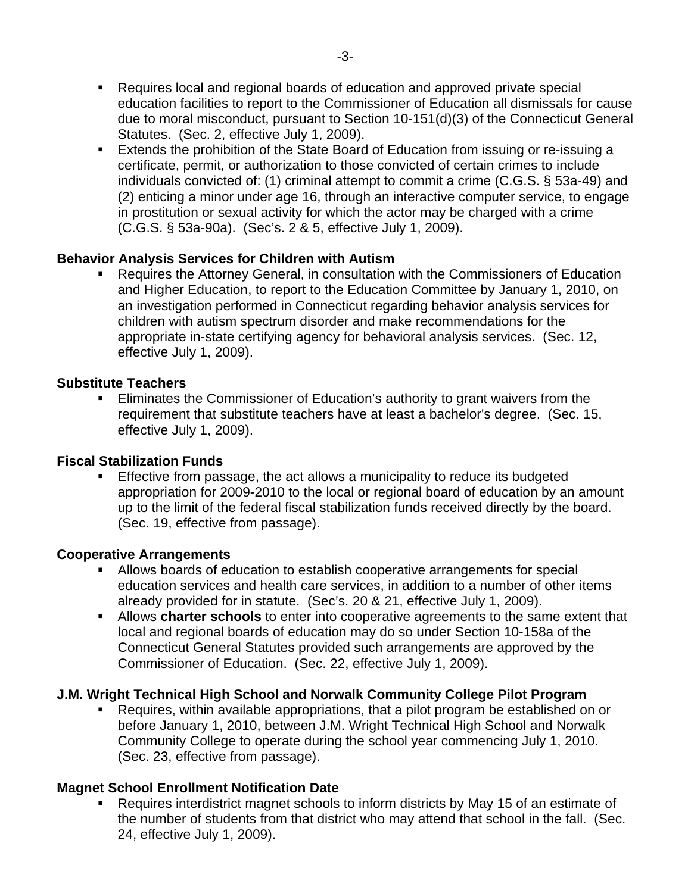- Requires local and regional boards of education and approved private special education facilities to report to the Commissioner of Education all dismissals for cause due to moral misconduct, pursuant to Section 10-151(d)(3) of the Connecticut General Statutes. (Sec. 2, effective July 1, 2009).
- Extends the prohibition of the State Board of Education from issuing or re-issuing a certificate, permit, or authorization to those convicted of certain crimes to include individuals convicted of: (1) criminal attempt to commit a crime (C.G.S. § 53a-49) and (2) enticing a minor under age 16, through an interactive computer service, to engage in prostitution or sexual activity for which the actor may be charged with a crime (C.G.S. § 53a-90a). (Sec's. 2 & 5, effective July 1, 2009).

**Behavior Analysis Services for Children with Autism**

- Requires the Attorney General, in consultation with the Commissioners of Education and Higher Education, to report to the Education Committee by January 1, 2010, on an investigation performed in Connecticut regarding behavior analysis services for children with autism spectrum disorder and make recommendations for the appropriate in-state certifying agency for behavioral analysis services. (Sec. 12, effective July 1, 2009).

**Substitute Teachers**

- Eliminates the Commissioner of Education's authority to grant waivers from the requirement that substitute teachers have at least a bachelor's degree. (Sec. 15, effective July 1, 2009).

**Fiscal Stabilization Funds**

- Effective from passage, the act allows a municipality to reduce its budgeted appropriation for 2009-2010 to the local or regional board of education by an amount up to the limit of the federal fiscal stabilization funds received directly by the board. (Sec. 19, effective from passage).

**Cooperative Arrangements**

- Allows boards of education to establish cooperative arrangements for special education services and health care services, in addition to a number of other items already provided for in statute. (Sec's. 20 & 21, effective July 1, 2009).
- Allows **charter schools** to enter into cooperative agreements to the same extent that local and regional boards of education may do so under Section 10-158a of the Connecticut General Statutes provided such arrangements are approved by the Commissioner of Education. (Sec. 22, effective July 1, 2009).

**J.M. Wright Technical High School and Norwalk Community College Pilot Program**

- Requires, within available appropriations, that a pilot program be established on or before January 1, 2010, between J.M. Wright Technical High School and Norwalk Community College to operate during the school year commencing July 1, 2010. (Sec. 23, effective from passage).

**Magnet School Enrollment Notification Date**

- Requires interdistrict magnet schools to inform districts by May 15 of an estimate of the number of students from that district who may attend that school in the fall. (Sec. 24, effective July 1, 2009).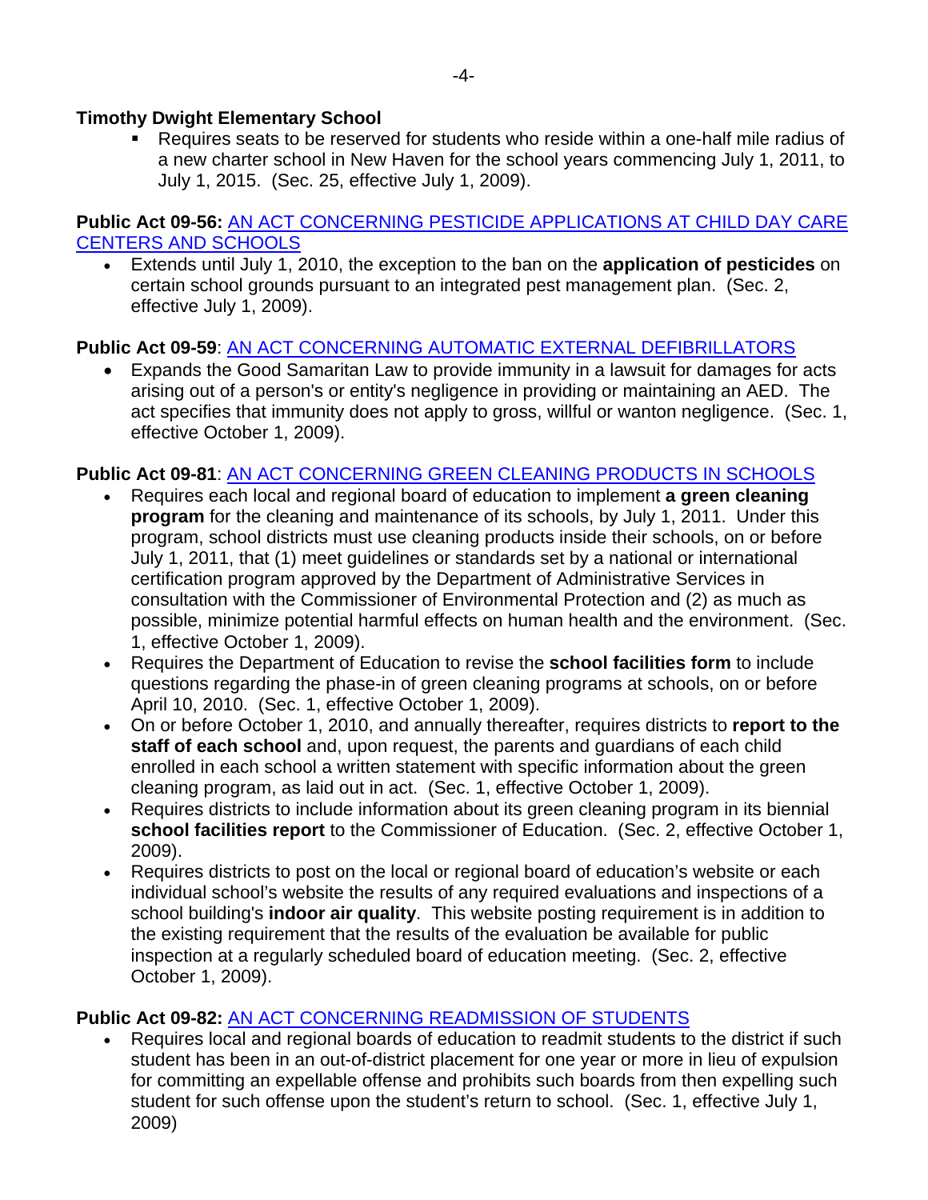**Timothy Dwight Elementary School**

- Requires seats to be reserved for students who reside within a one-half mile radius of a new charter school in New Haven for the school years commencing July 1, 2011, to July 1, 2015. (Sec. 25, effective July 1, 2009).

**Public Act 09-56:** AN ACT CONCERNING PESTICIDE APPLICATIONS AT CHILD DAY CARE CENTERS AND SCHOOLS

- Extends until July 1, 2010, the exception to the ban on the **application of pesticides** on certain school grounds pursuant to an integrated pest management plan. (Sec. 2, effective July 1, 2009).

**Public Act 09-59**: AN ACT CONCERNING AUTOMATIC EXTERNAL DEFIBRILLATORS

- Expands the Good Samaritan Law to provide immunity in a lawsuit for damages for acts arising out of a person's or entity's negligence in providing or maintaining an AED. The act specifies that immunity does not apply to gross, willful or wanton negligence. (Sec. 1, effective October 1, 2009).

**Public Act 09-81**: AN ACT CONCERNING GREEN CLEANING PRODUCTS IN SCHOOLS

- Requires each local and regional board of education to implement **a green cleaning program** for the cleaning and maintenance of its schools, by July 1, 2011. Under this program, school districts must use cleaning products inside their schools, on or before July 1, 2011, that (1) meet guidelines or standards set by a national or international certification program approved by the Department of Administrative Services in consultation with the Commissioner of Environmental Protection and (2) as much as possible, minimize potential harmful effects on human health and the environment. (Sec. 1, effective October 1, 2009).
- Requires the Department of Education to revise the **school facilities form** to include questions regarding the phase-in of green cleaning programs at schools, on or before April 10, 2010. (Sec. 1, effective October 1, 2009).
- On or before October 1, 2010, and annually thereafter, requires districts to **report to the staff of each school** and, upon request, the parents and guardians of each child enrolled in each school a written statement with specific information about the green cleaning program, as laid out in act. (Sec. 1, effective October 1, 2009).
- Requires districts to include information about its green cleaning program in its biennial **school facilities report** to the Commissioner of Education. (Sec. 2, effective October 1, 2009).
- Requires districts to post on the local or regional board of education's website or each individual school's website the results of any required evaluations and inspections of a school building's **indoor air quality**. This website posting requirement is in addition to the existing requirement that the results of the evaluation be available for public inspection at a regularly scheduled board of education meeting. (Sec. 2, effective October 1, 2009).

**Public Act 09-82:** AN ACT CONCERNING READMISSION OF STUDENTS

- Requires local and regional boards of education to readmit students to the district if such student has been in an out-of-district placement for one year or more in lieu of expulsion for committing an expellable offense and prohibits such boards from then expelling such student for such offense upon the student's return to school. (Sec. 1, effective July 1, 2009)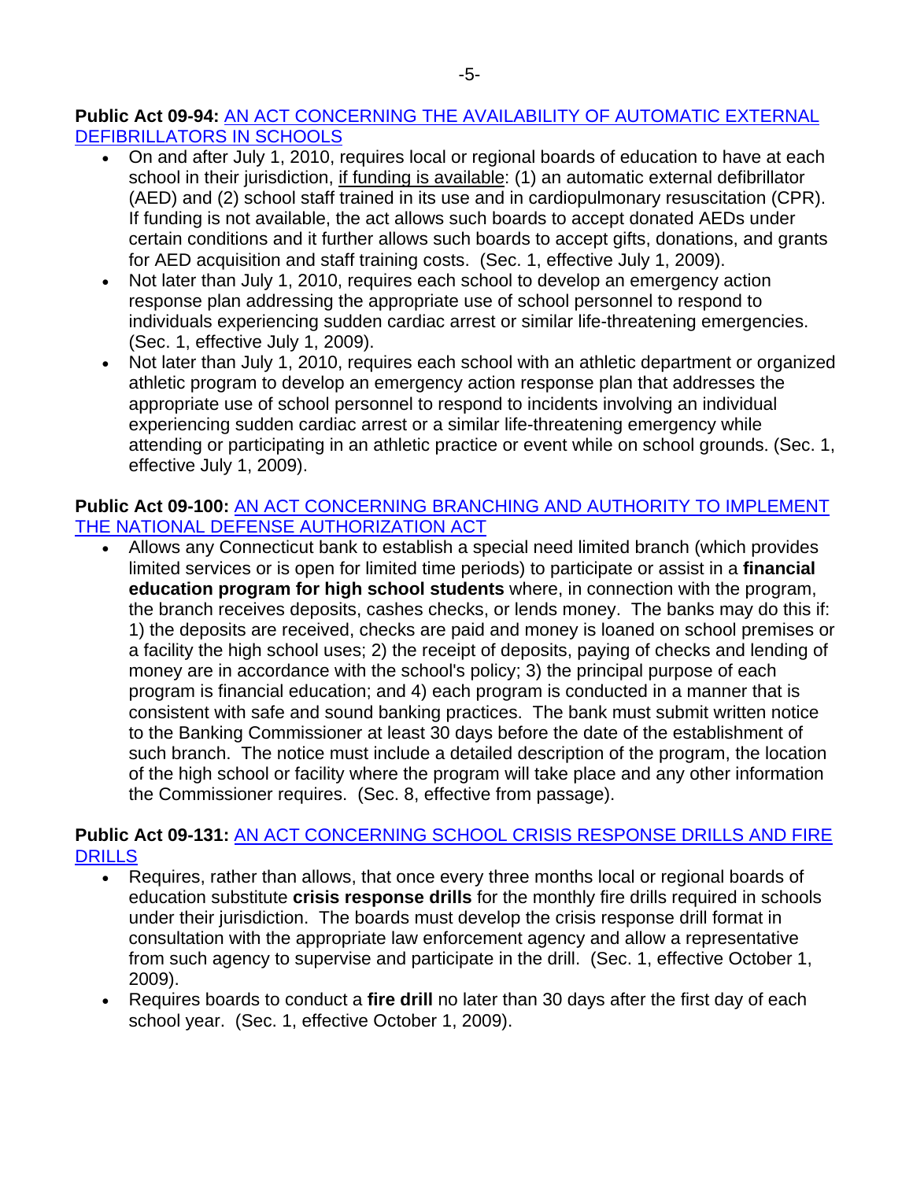**Public Act 09-94:** AN ACT CONCERNING THE AVAILABILITY OF AUTOMATIC EXTERNAL DEFIBRILLATORS IN SCHOOLS

- On and after July 1, 2010, requires local or regional boards of education to have at each school in their jurisdiction, <u>if funding is available</u>: (1) an automatic external defibrillator (AED) and (2) school staff trained in its use and in cardiopulmonary resuscitation (CPR). If funding is not available, the act allows such boards to accept donated AEDs under certain conditions and it further allows such boards to accept gifts, donations, and grants for AED acquisition and staff training costs. (Sec. 1, effective July 1, 2009).
- Not later than July 1, 2010, requires each school to develop an emergency action response plan addressing the appropriate use of school personnel to respond to individuals experiencing sudden cardiac arrest or similar life-threatening emergencies. (Sec. 1, effective July 1, 2009).
- Not later than July 1, 2010, requires each school with an athletic department or organized athletic program to develop an emergency action response plan that addresses the appropriate use of school personnel to respond to incidents involving an individual experiencing sudden cardiac arrest or a similar life-threatening emergency while attending or participating in an athletic practice or event while on school grounds. (Sec. 1, effective July 1, 2009).

**Public Act 09-100:** AN ACT CONCERNING BRANCHING AND AUTHORITY TO IMPLEMENT THE NATIONAL DEFENSE AUTHORIZATION ACT

- Allows any Connecticut bank to establish a special need limited branch (which provides limited services or is open for limited time periods) to participate or assist in a **financial education program for high school students** where, in connection with the program, the branch receives deposits, cashes checks, or lends money. The banks may do this if: 1) the deposits are received, checks are paid and money is loaned on school premises or a facility the high school uses; 2) the receipt of deposits, paying of checks and lending of money are in accordance with the school's policy; 3) the principal purpose of each program is financial education; and 4) each program is conducted in a manner that is consistent with safe and sound banking practices. The bank must submit written notice to the Banking Commissioner at least 30 days before the date of the establishment of such branch. The notice must include a detailed description of the program, the location of the high school or facility where the program will take place and any other information the Commissioner requires. (Sec. 8, effective from passage).

**Public Act 09-131:** AN ACT CONCERNING SCHOOL CRISIS RESPONSE DRILLS AND FIRE DRILLS

- Requires, rather than allows, that once every three months local or regional boards of education substitute **crisis response drills** for the monthly fire drills required in schools under their jurisdiction. The boards must develop the crisis response drill format in consultation with the appropriate law enforcement agency and allow a representative from such agency to supervise and participate in the drill. (Sec. 1, effective October 1, 2009).
- Requires boards to conduct a **fire drill** no later than 30 days after the first day of each school year. (Sec. 1, effective October 1, 2009).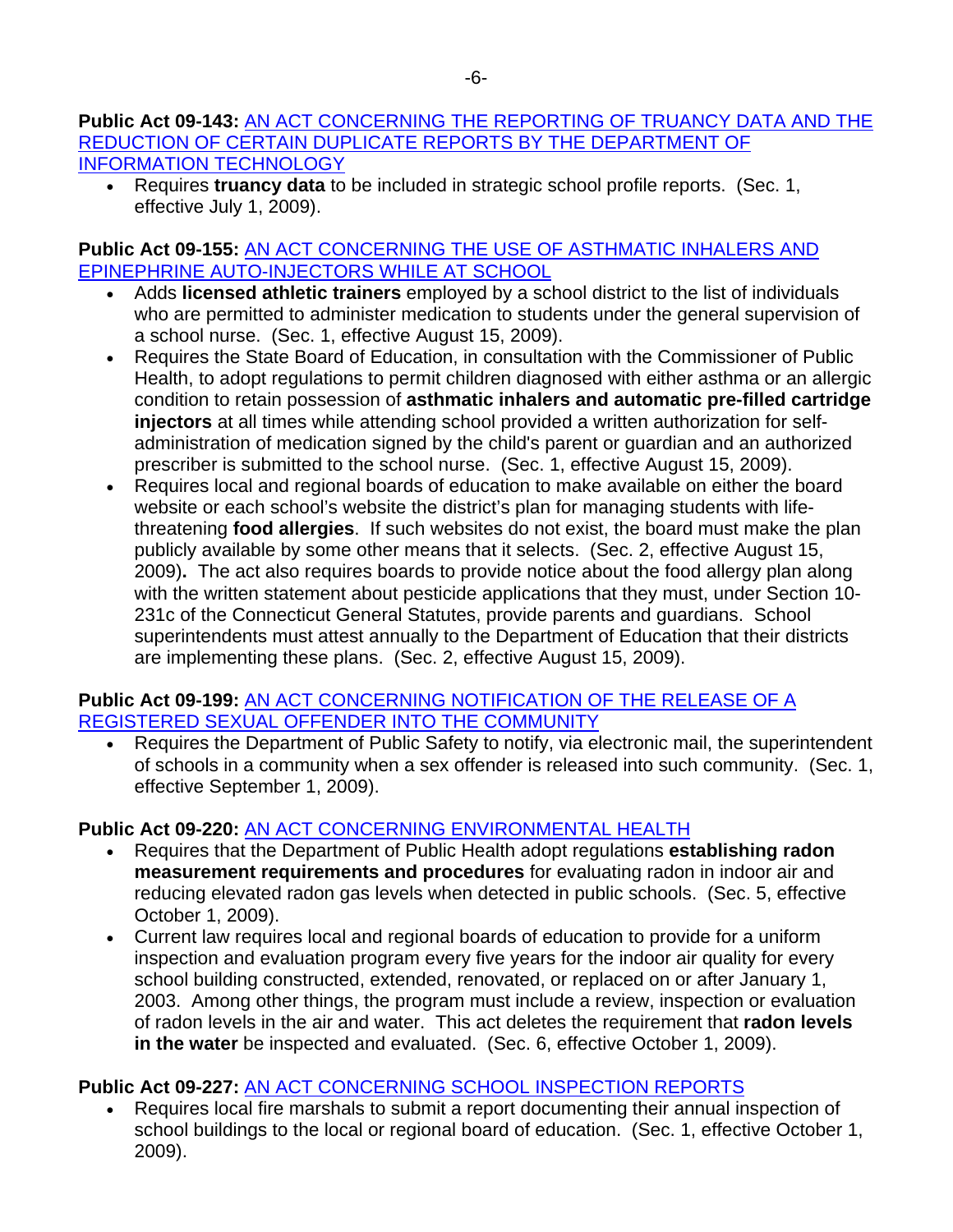**Public Act 09-143:** AN ACT CONCERNING THE REPORTING OF TRUANCY DATA AND THE REDUCTION OF CERTAIN DUPLICATE REPORTS BY THE DEPARTMENT OF INFORMATION TECHNOLOGY

- Requires **truancy data** to be included in strategic school profile reports. (Sec. 1, effective July 1, 2009).

**Public Act 09-155:** AN ACT CONCERNING THE USE OF ASTHMATIC INHALERS AND EPINEPHRINE AUTO-INJECTORS WHILE AT SCHOOL

- Adds **licensed athletic trainers** employed by a school district to the list of individuals who are permitted to administer medication to students under the general supervision of a school nurse. (Sec. 1, effective August 15, 2009).
- Requires the State Board of Education, in consultation with the Commissioner of Public Health, to adopt regulations to permit children diagnosed with either asthma or an allergic condition to retain possession of **asthmatic inhalers and automatic pre-filled cartridge injectors** at all times while attending school provided a written authorization for self-administration of medication signed by the child's parent or guardian and an authorized prescriber is submitted to the school nurse. (Sec. 1, effective August 15, 2009).
- Requires local and regional boards of education to make available on either the board website or each school's website the district's plan for managing students with life-threatening **food allergies**. If such websites do not exist, the board must make the plan publicly available by some other means that it selects. (Sec. 2, effective August 15, 2009)**.** The act also requires boards to provide notice about the food allergy plan along with the written statement about pesticide applications that they must, under Section 10-231c of the Connecticut General Statutes, provide parents and guardians. School superintendents must attest annually to the Department of Education that their districts are implementing these plans. (Sec. 2, effective August 15, 2009).

**Public Act 09-199:** AN ACT CONCERNING NOTIFICATION OF THE RELEASE OF A REGISTERED SEXUAL OFFENDER INTO THE COMMUNITY

- Requires the Department of Public Safety to notify, via electronic mail, the superintendent of schools in a community when a sex offender is released into such community. (Sec. 1, effective September 1, 2009).

**Public Act 09-220:** AN ACT CONCERNING ENVIRONMENTAL HEALTH

- Requires that the Department of Public Health adopt regulations **establishing radon measurement requirements and procedures** for evaluating radon in indoor air and reducing elevated radon gas levels when detected in public schools. (Sec. 5, effective October 1, 2009).
- Current law requires local and regional boards of education to provide for a uniform inspection and evaluation program every five years for the indoor air quality for every school building constructed, extended, renovated, or replaced on or after January 1, 2003. Among other things, the program must include a review, inspection or evaluation of radon levels in the air and water. This act deletes the requirement that **radon levels in the water** be inspected and evaluated. (Sec. 6, effective October 1, 2009).

**Public Act 09-227:** AN ACT CONCERNING SCHOOL INSPECTION REPORTS

- Requires local fire marshals to submit a report documenting their annual inspection of school buildings to the local or regional board of education. (Sec. 1, effective October 1, 2009).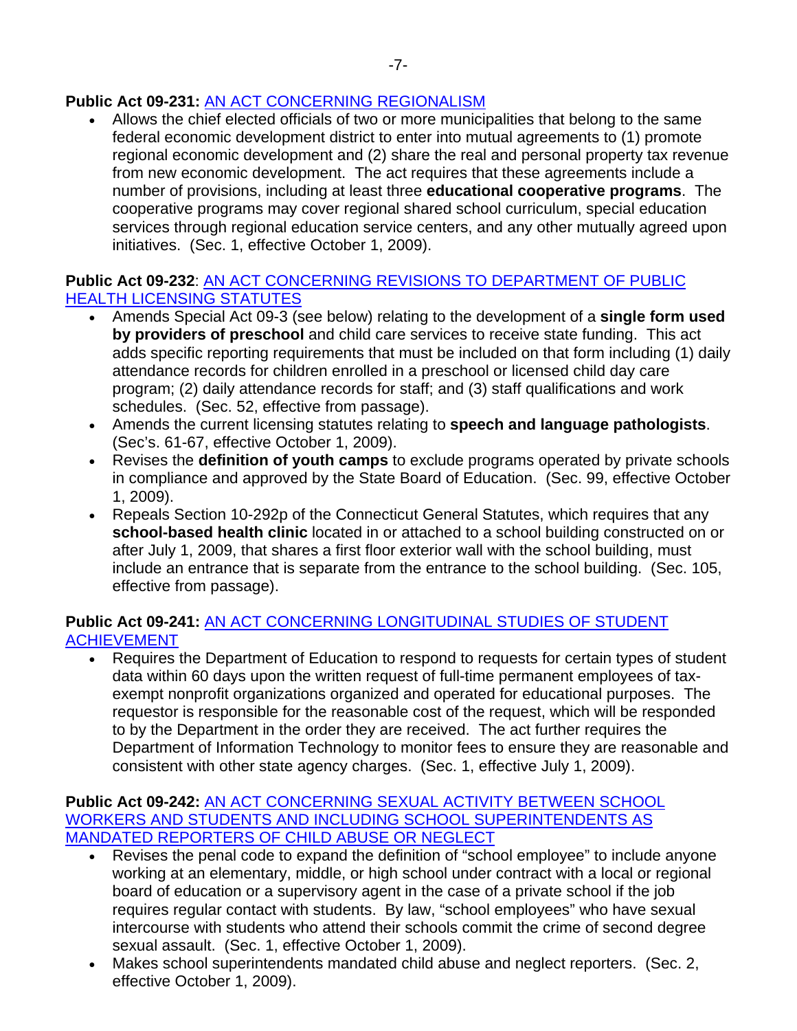**Public Act 09-231:** AN ACT CONCERNING REGIONALISM

- Allows the chief elected officials of two or more municipalities that belong to the same federal economic development district to enter into mutual agreements to (1) promote regional economic development and (2) share the real and personal property tax revenue from new economic development. The act requires that these agreements include a number of provisions, including at least three **educational cooperative programs**. The cooperative programs may cover regional shared school curriculum, special education services through regional education service centers, and any other mutually agreed upon initiatives. (Sec. 1, effective October 1, 2009).

**Public Act 09-232**: AN ACT CONCERNING REVISIONS TO DEPARTMENT OF PUBLIC HEALTH LICENSING STATUTES

- Amends Special Act 09-3 (see below) relating to the development of a **single form used by providers of preschool** and child care services to receive state funding. This act adds specific reporting requirements that must be included on that form including (1) daily attendance records for children enrolled in a preschool or licensed child day care program; (2) daily attendance records for staff; and (3) staff qualifications and work schedules. (Sec. 52, effective from passage).
- Amends the current licensing statutes relating to **speech and language pathologists**. (Sec's. 61-67, effective October 1, 2009).
- Revises the **definition of youth camps** to exclude programs operated by private schools in compliance and approved by the State Board of Education. (Sec. 99, effective October 1, 2009).
- Repeals Section 10-292p of the Connecticut General Statutes, which requires that any **school-based health clinic** located in or attached to a school building constructed on or after July 1, 2009, that shares a first floor exterior wall with the school building, must include an entrance that is separate from the entrance to the school building. (Sec. 105, effective from passage).

**Public Act 09-241:** AN ACT CONCERNING LONGITUDINAL STUDIES OF STUDENT ACHIEVEMENT

- Requires the Department of Education to respond to requests for certain types of student data within 60 days upon the written request of full-time permanent employees of tax-exempt nonprofit organizations organized and operated for educational purposes. The requestor is responsible for the reasonable cost of the request, which will be responded to by the Department in the order they are received. The act further requires the Department of Information Technology to monitor fees to ensure they are reasonable and consistent with other state agency charges. (Sec. 1, effective July 1, 2009).

**Public Act 09-242:** AN ACT CONCERNING SEXUAL ACTIVITY BETWEEN SCHOOL WORKERS AND STUDENTS AND INCLUDING SCHOOL SUPERINTENDENTS AS MANDATED REPORTERS OF CHILD ABUSE OR NEGLECT

- Revises the penal code to expand the definition of "school employee" to include anyone working at an elementary, middle, or high school under contract with a local or regional board of education or a supervisory agent in the case of a private school if the job requires regular contact with students. By law, "school employees" who have sexual intercourse with students who attend their schools commit the crime of second degree sexual assault. (Sec. 1, effective October 1, 2009).
- Makes school superintendents mandated child abuse and neglect reporters. (Sec. 2, effective October 1, 2009).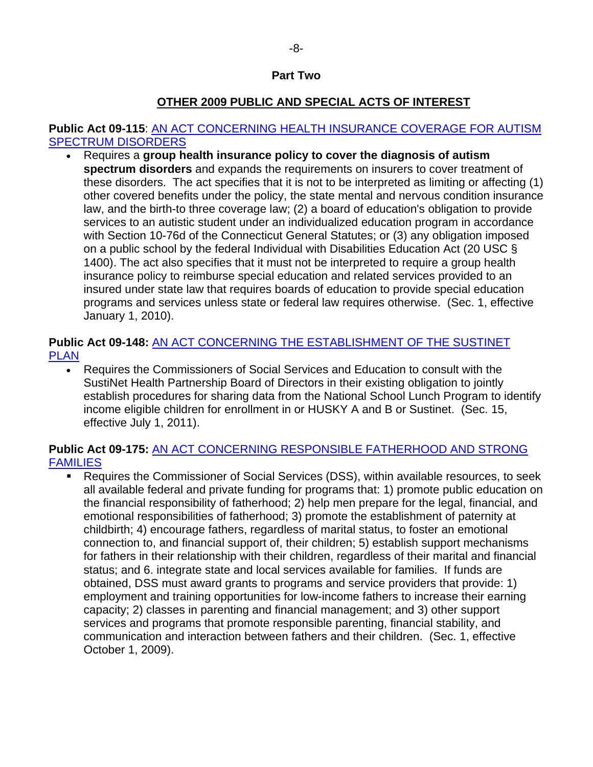## Part Two

### OTHER 2009 PUBLIC AND SPECIAL ACTS OF INTEREST

**Public Act 09-115**: AN ACT CONCERNING HEALTH INSURANCE COVERAGE FOR AUTISM SPECTRUM DISORDERS

- Requires a **group health insurance policy to cover the diagnosis of autism spectrum disorders** and expands the requirements on insurers to cover treatment of these disorders. The act specifies that it is not to be interpreted as limiting or affecting (1) other covered benefits under the policy, the state mental and nervous condition insurance law, and the birth-to three coverage law; (2) a board of education's obligation to provide services to an autistic student under an individualized education program in accordance with Section 10-76d of the Connecticut General Statutes; or (3) any obligation imposed on a public school by the federal Individual with Disabilities Education Act (20 USC § 1400). The act also specifies that it must not be interpreted to require a group health insurance policy to reimburse special education and related services provided to an insured under state law that requires boards of education to provide special education programs and services unless state or federal law requires otherwise. (Sec. 1, effective January 1, 2010).

**Public Act 09-148:** AN ACT CONCERNING THE ESTABLISHMENT OF THE SUSTINET PLAN

- Requires the Commissioners of Social Services and Education to consult with the SustiNet Health Partnership Board of Directors in their existing obligation to jointly establish procedures for sharing data from the National School Lunch Program to identify income eligible children for enrollment in or HUSKY A and B or Sustinet. (Sec. 15, effective July 1, 2011).

**Public Act 09-175:** AN ACT CONCERNING RESPONSIBLE FATHERHOOD AND STRONG FAMILIES

- Requires the Commissioner of Social Services (DSS), within available resources, to seek all available federal and private funding for programs that: 1) promote public education on the financial responsibility of fatherhood; 2) help men prepare for the legal, financial, and emotional responsibilities of fatherhood; 3) promote the establishment of paternity at childbirth; 4) encourage fathers, regardless of marital status, to foster an emotional connection to, and financial support of, their children; 5) establish support mechanisms for fathers in their relationship with their children, regardless of their marital and financial status; and 6. integrate state and local services available for families. If funds are obtained, DSS must award grants to programs and service providers that provide: 1) employment and training opportunities for low-income fathers to increase their earning capacity; 2) classes in parenting and financial management; and 3) other support services and programs that promote responsible parenting, financial stability, and communication and interaction between fathers and their children. (Sec. 1, effective October 1, 2009).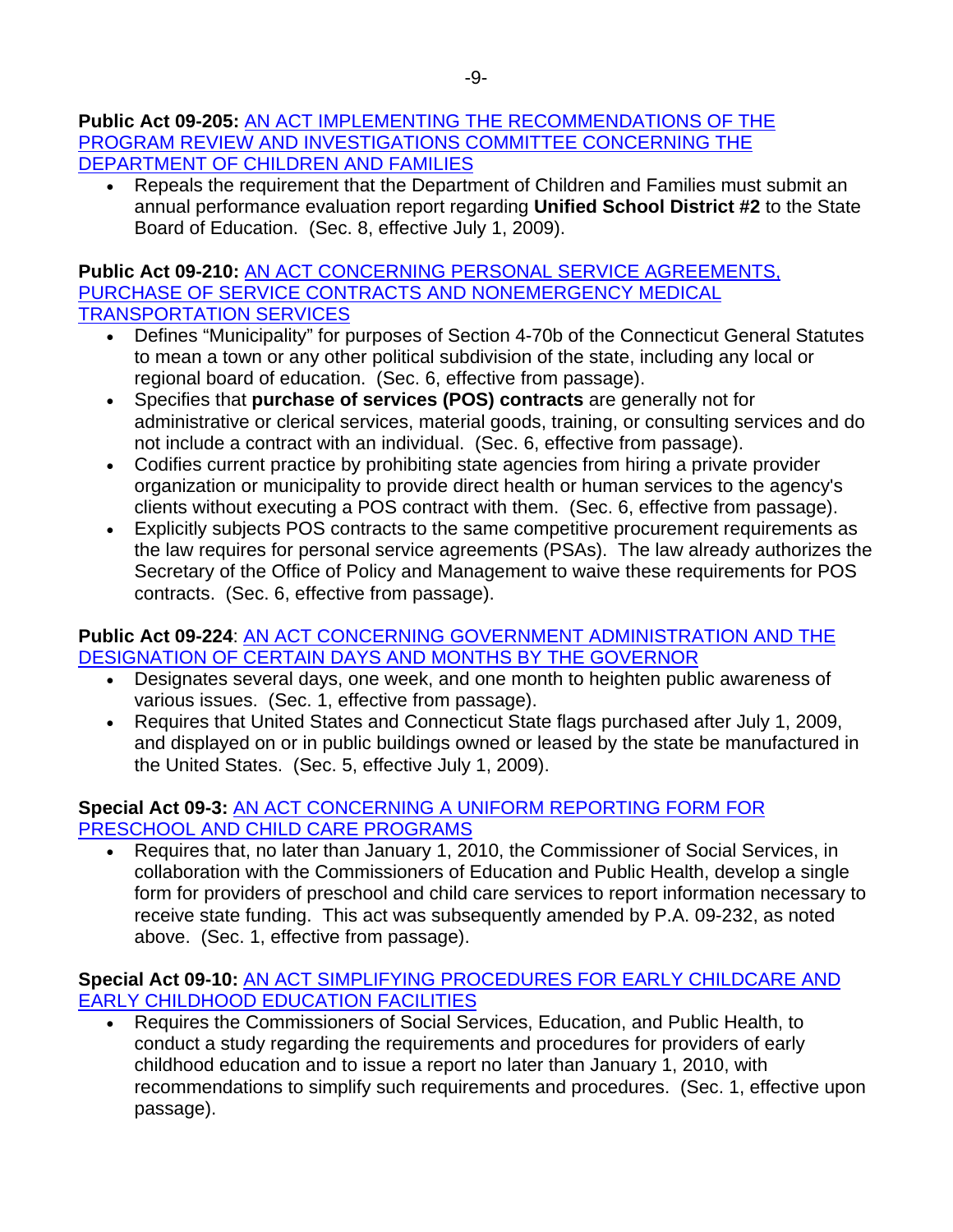**Public Act 09-205:** AN ACT IMPLEMENTING THE RECOMMENDATIONS OF THE PROGRAM REVIEW AND INVESTIGATIONS COMMITTEE CONCERNING THE DEPARTMENT OF CHILDREN AND FAMILIES

- Repeals the requirement that the Department of Children and Families must submit an annual performance evaluation report regarding **Unified School District #2** to the State Board of Education. (Sec. 8, effective July 1, 2009).

**Public Act 09-210:** AN ACT CONCERNING PERSONAL SERVICE AGREEMENTS, PURCHASE OF SERVICE CONTRACTS AND NONEMERGENCY MEDICAL TRANSPORTATION SERVICES

- Defines "Municipality" for purposes of Section 4-70b of the Connecticut General Statutes to mean a town or any other political subdivision of the state, including any local or regional board of education. (Sec. 6, effective from passage).
- Specifies that **purchase of services (POS) contracts** are generally not for administrative or clerical services, material goods, training, or consulting services and do not include a contract with an individual. (Sec. 6, effective from passage).
- Codifies current practice by prohibiting state agencies from hiring a private provider organization or municipality to provide direct health or human services to the agency's clients without executing a POS contract with them. (Sec. 6, effective from passage).
- Explicitly subjects POS contracts to the same competitive procurement requirements as the law requires for personal service agreements (PSAs). The law already authorizes the Secretary of the Office of Policy and Management to waive these requirements for POS contracts. (Sec. 6, effective from passage).

**Public Act 09-224**: AN ACT CONCERNING GOVERNMENT ADMINISTRATION AND THE DESIGNATION OF CERTAIN DAYS AND MONTHS BY THE GOVERNOR

- Designates several days, one week, and one month to heighten public awareness of various issues. (Sec. 1, effective from passage).
- Requires that United States and Connecticut State flags purchased after July 1, 2009, and displayed on or in public buildings owned or leased by the state be manufactured in the United States. (Sec. 5, effective July 1, 2009).

**Special Act 09-3:** AN ACT CONCERNING A UNIFORM REPORTING FORM FOR PRESCHOOL AND CHILD CARE PROGRAMS

- Requires that, no later than January 1, 2010, the Commissioner of Social Services, in collaboration with the Commissioners of Education and Public Health, develop a single form for providers of preschool and child care services to report information necessary to receive state funding. This act was subsequently amended by P.A. 09-232, as noted above. (Sec. 1, effective from passage).

**Special Act 09-10:** AN ACT SIMPLIFYING PROCEDURES FOR EARLY CHILDCARE AND EARLY CHILDHOOD EDUCATION FACILITIES

- Requires the Commissioners of Social Services, Education, and Public Health, to conduct a study regarding the requirements and procedures for providers of early childhood education and to issue a report no later than January 1, 2010, with recommendations to simplify such requirements and procedures. (Sec. 1, effective upon passage).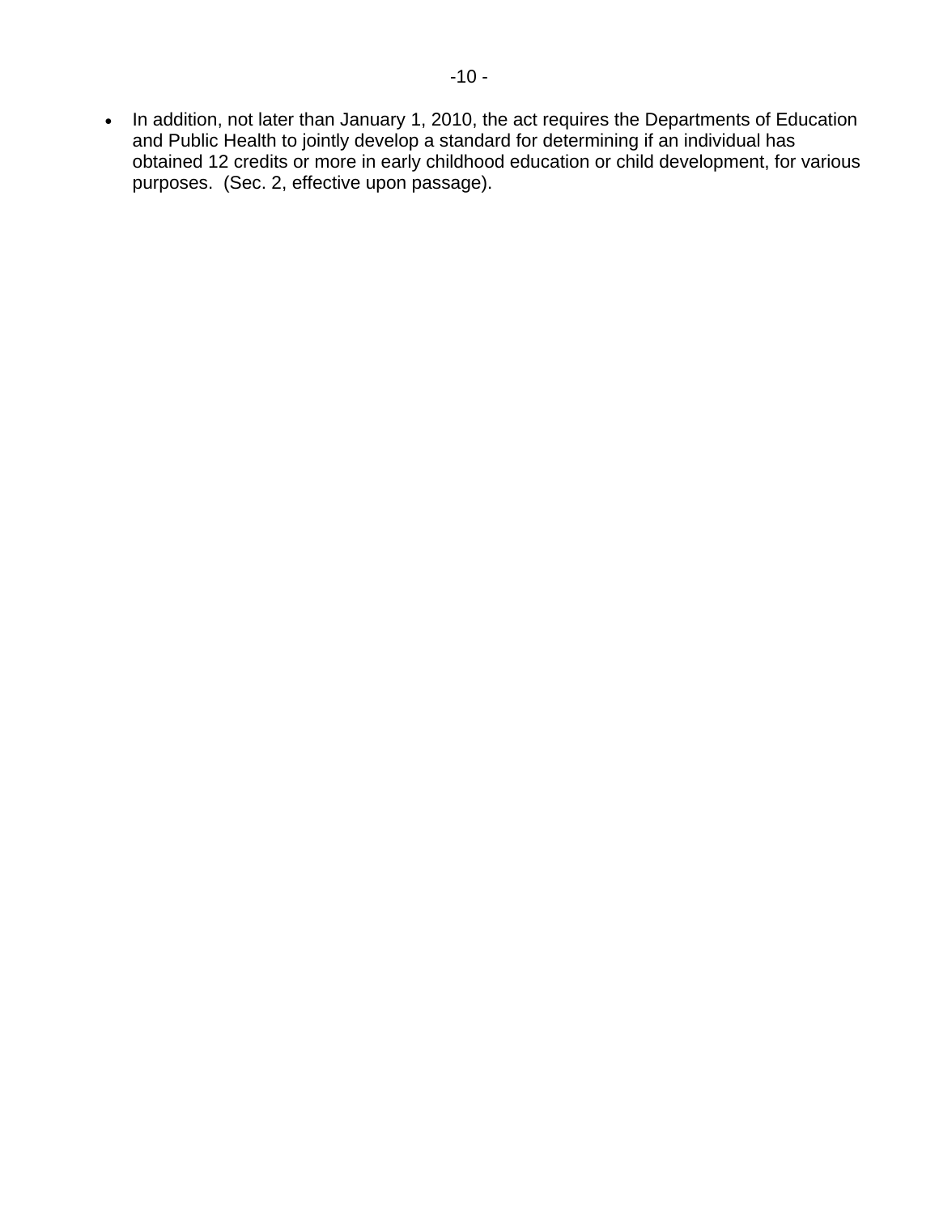- In addition, not later than January 1, 2010, the act requires the Departments of Education and Public Health to jointly develop a standard for determining if an individual has obtained 12 credits or more in early childhood education or child development, for various purposes. (Sec. 2, effective upon passage).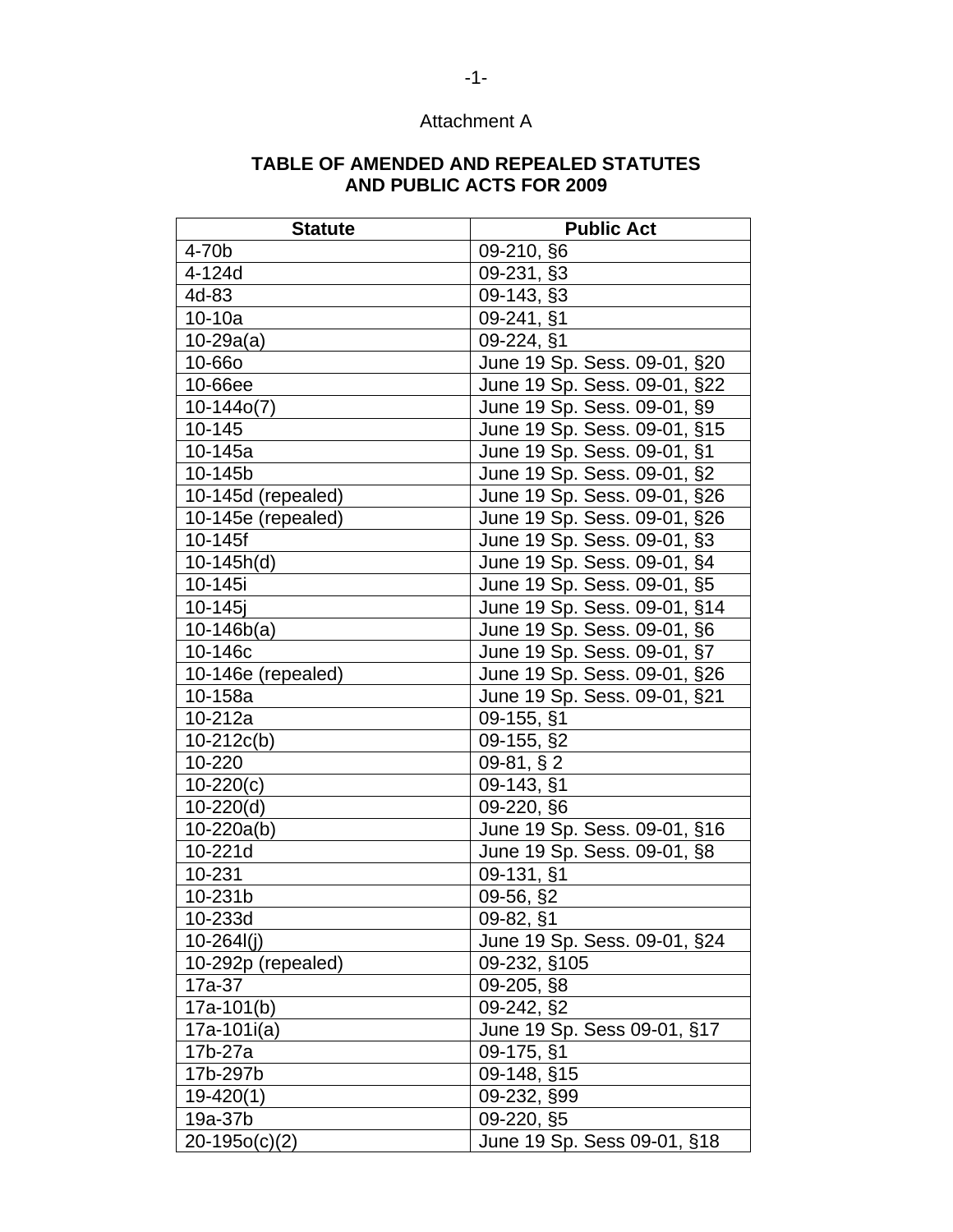Attachment A

**TABLE OF AMENDED AND REPEALED STATUTES AND PUBLIC ACTS FOR 2009**

| Statute | Public Act |
|---|---|
| 4-70b | 09-210, §6 |
| 4-124d | 09-231, §3 |
| 4d-83 | 09-143, §3 |
| 10-10a | 09-241, §1 |
| 10-29a(a) | 09-224, §1 |
| 10-66o | June 19 Sp. Sess. 09-01, §20 |
| 10-66ee | June 19 Sp. Sess. 09-01, §22 |
| 10-144o(7) | June 19 Sp. Sess. 09-01, §9 |
| 10-145 | June 19 Sp. Sess. 09-01, §15 |
| 10-145a | June 19 Sp. Sess. 09-01, §1 |
| 10-145b | June 19 Sp. Sess. 09-01, §2 |
| 10-145d (repealed) | June 19 Sp. Sess. 09-01, §26 |
| 10-145e (repealed) | June 19 Sp. Sess. 09-01, §26 |
| 10-145f | June 19 Sp. Sess. 09-01, §3 |
| 10-145h(d) | June 19 Sp. Sess. 09-01, §4 |
| 10-145i | June 19 Sp. Sess. 09-01, §5 |
| 10-145j | June 19 Sp. Sess. 09-01, §14 |
| 10-146b(a) | June 19 Sp. Sess. 09-01, §6 |
| 10-146c | June 19 Sp. Sess. 09-01, §7 |
| 10-146e (repealed) | June 19 Sp. Sess. 09-01, §26 |
| 10-158a | June 19 Sp. Sess. 09-01, §21 |
| 10-212a | 09-155, §1 |
| 10-212c(b) | 09-155, §2 |
| 10-220 | 09-81, § 2 |
| 10-220(c) | 09-143, §1 |
| 10-220(d) | 09-220, §6 |
| 10-220a(b) | June 19 Sp. Sess. 09-01, §16 |
| 10-221d | June 19 Sp. Sess. 09-01, §8 |
| 10-231 | 09-131, §1 |
| 10-231b | 09-56, §2 |
| 10-233d | 09-82, §1 |
| 10-264l(j) | June 19 Sp. Sess. 09-01, §24 |
| 10-292p (repealed) | 09-232, §105 |
| 17a-37 | 09-205, §8 |
| 17a-101(b) | 09-242, §2 |
| 17a-101i(a) | June 19 Sp. Sess 09-01, §17 |
| 17b-27a | 09-175, §1 |
| 17b-297b | 09-148, §15 |
| 19-420(1) | 09-232, §99 |
| 19a-37b | 09-220, §5 |
| 20-195o(c)(2) | June 19 Sp. Sess 09-01, §18 |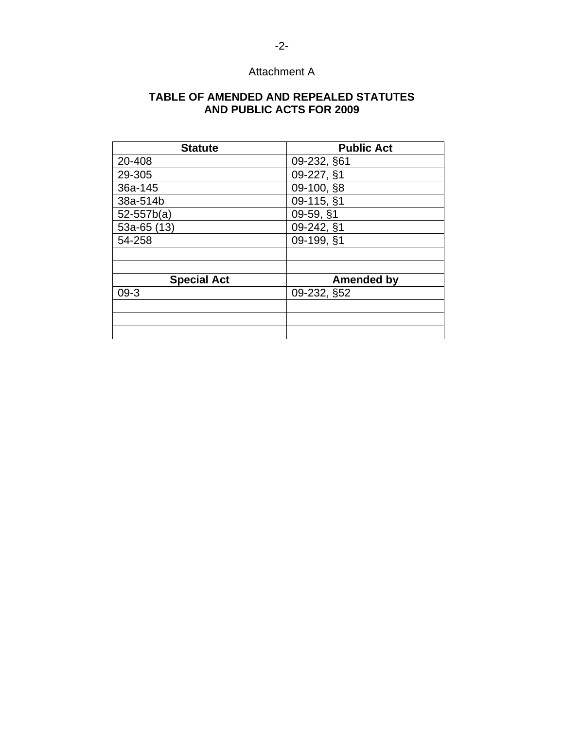Attachment A

## TABLE OF AMENDED AND REPEALED STATUTES AND PUBLIC ACTS FOR 2009

| Statute | Public Act |
|---|---|
| 20-408 | 09-232, §61 |
| 29-305 | 09-227, §1 |
| 36a-145 | 09-100, §8 |
| 38a-514b | 09-115, §1 |
| 52-557b(a) | 09-59, §1 |
| 53a-65 (13) | 09-242, §1 |
| 54-258 | 09-199, §1 |
| | |
| | |
| **Special Act** | **Amended by** |
| 09-3 | 09-232, §52 |
| | |
| | |
| | |